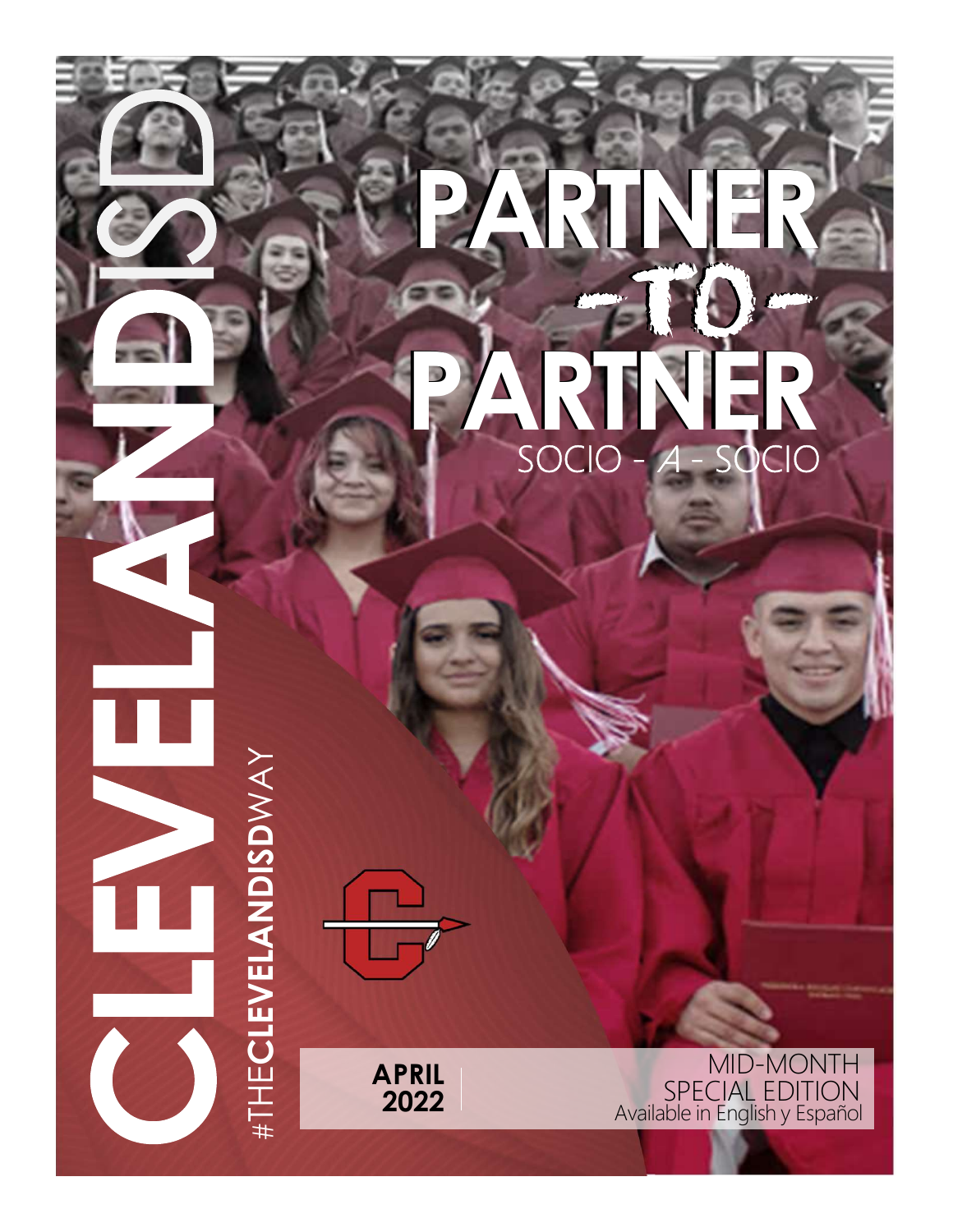# CLEVELANDISD

#THECLEVELANDISDWAY

# PARTNER -TO- PARTNER

SOCIO - A - SOCIO

**APRIL 2022**

MID-MONTH SPECIAL EDITION

Available in English y Español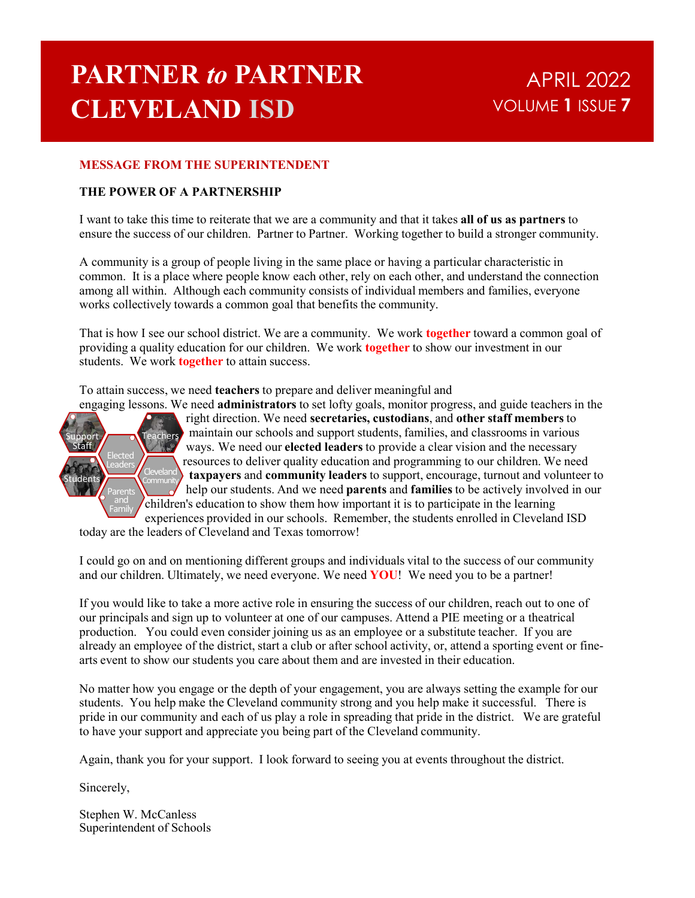# PARTNER *to* PARTNER CLEVELAND ISD

APRIL 2022
VOLUME **1** ISSUE **7**

## MESSAGE FROM THE SUPERINTENDENT

### THE POWER OF A PARTNERSHIP

I want to take this time to reiterate that we are a community and that it takes **all of us as partners** to ensure the success of our children. Partner to Partner. Working together to build a stronger community.

A community is a group of people living in the same place or having a particular characteristic in common. It is a place where people know each other, rely on each other, and understand the connection among all within. Although each community consists of individual members and families, everyone works collectively towards a common goal that benefits the community.

That is how I see our school district. We are a community. We work **together** toward a common goal of providing a quality education for our children. We work **together** to show our investment in our students. We work **together** to attain success.

To attain success, we need **teachers** to prepare and deliver meaningful and engaging lessons. We need **administrators** to set lofty goals, monitor progress, and guide teachers in the right direction. We need **secretaries, custodians**, and **other staff members** to maintain our schools and support students, families, and classrooms in various ways. We need our **elected leaders** to provide a clear vision and the necessary resources to deliver quality education and programming to our children. We need **taxpayers** and **community leaders** to support, encourage, turnout and volunteer to help our students. And we need **parents** and **families** to be actively involved in our children's education to show them how important it is to participate in the learning experiences provided in our schools. Remember, the students enrolled in Cleveland ISD today are the leaders of Cleveland and Texas tomorrow!

Support Staff · Teachers · Elected Leaders · Students · Cleveland Community · Parents and Family

I could go on and on mentioning different groups and individuals vital to the success of our community and our children. Ultimately, we need everyone. We need **YOU**! We need you to be a partner!

If you would like to take a more active role in ensuring the success of our children, reach out to one of our principals and sign up to volunteer at one of our campuses. Attend a PIE meeting or a theatrical production. You could even consider joining us as an employee or a substitute teacher. If you are already an employee of the district, start a club or after school activity, or, attend a sporting event or fine-arts event to show our students you care about them and are invested in their education.

No matter how you engage or the depth of your engagement, you are always setting the example for our students. You help make the Cleveland community strong and you help make it successful. There is pride in our community and each of us play a role in spreading that pride in the district. We are grateful to have your support and appreciate you being part of the Cleveland community.

Again, thank you for your support. I look forward to seeing you at events throughout the district.

Sincerely,

Stephen W. McCanless
Superintendent of Schools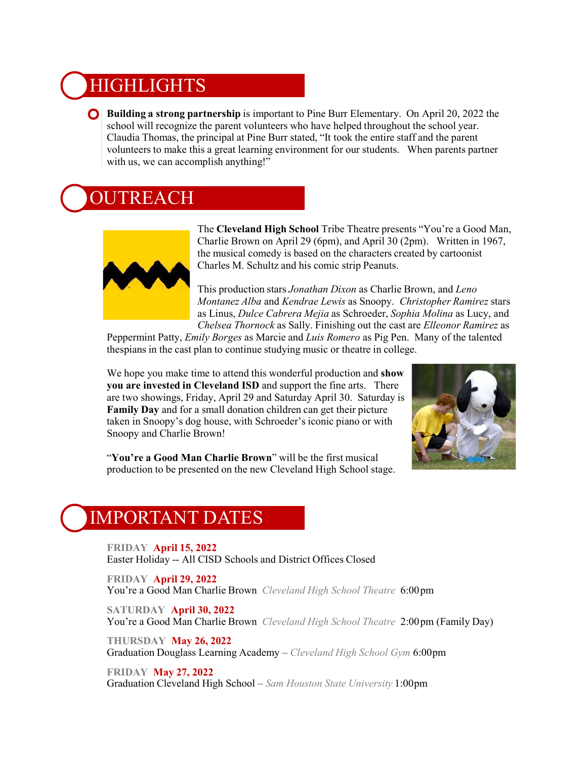# HIGHLIGHTS

- **Building a strong partnership** is important to Pine Burr Elementary. On April 20, 2022 the school will recognize the parent volunteers who have helped throughout the school year. Claudia Thomas, the principal at Pine Burr stated, "It took the entire staff and the parent volunteers to make this a great learning environment for our students. When parents partner with us, we can accomplish anything!"

# OUTREACH

The **Cleveland High School** Tribe Theatre presents "You're a Good Man, Charlie Brown on April 29 (6pm), and April 30 (2pm). Written in 1967, the musical comedy is based on the characters created by cartoonist Charles M. Schultz and his comic strip Peanuts.

This production stars *Jonathan Dixon* as Charlie Brown, and *Leno Montanez Alba* and *Kendrae Lewis* as Snoopy. *Christopher Ramirez* stars as Linus, *Dulce Cabrera Mejia* as Schroeder, *Sophia Molina* as Lucy, and *Chelsea Thornock* as Sally. Finishing out the cast are *Elleonor Ramirez* as Peppermint Patty, *Emily Borges* as Marcie and *Luis Romero* as Pig Pen. Many of the talented thespians in the cast plan to continue studying music or theatre in college.

We hope you make time to attend this wonderful production and **show you are invested in Cleveland ISD** and support the fine arts. There are two showings, Friday, April 29 and Saturday April 30. Saturday is **Family Day** and for a small donation children can get their picture taken in Snoopy's dog house, with Schroeder's iconic piano or with Snoopy and Charlie Brown!

"**You're a Good Man Charlie Brown**" will be the first musical production to be presented on the new Cleveland High School stage.

# IMPORTANT DATES

**FRIDAY April 15, 2022**
Easter Holiday -- All CISD Schools and District Offices Closed

**FRIDAY April 29, 2022**
You're a Good Man Charlie Brown *Cleveland High School Theatre* 6:00pm

**SATURDAY April 30, 2022**
You're a Good Man Charlie Brown *Cleveland High School Theatre* 2:00pm (Family Day)

**THURSDAY May 26, 2022**
Graduation Douglass Learning Academy – *Cleveland High School Gym* 6:00pm

**FRIDAY May 27, 2022**
Graduation Cleveland High School – *Sam Houston State University* 1:00pm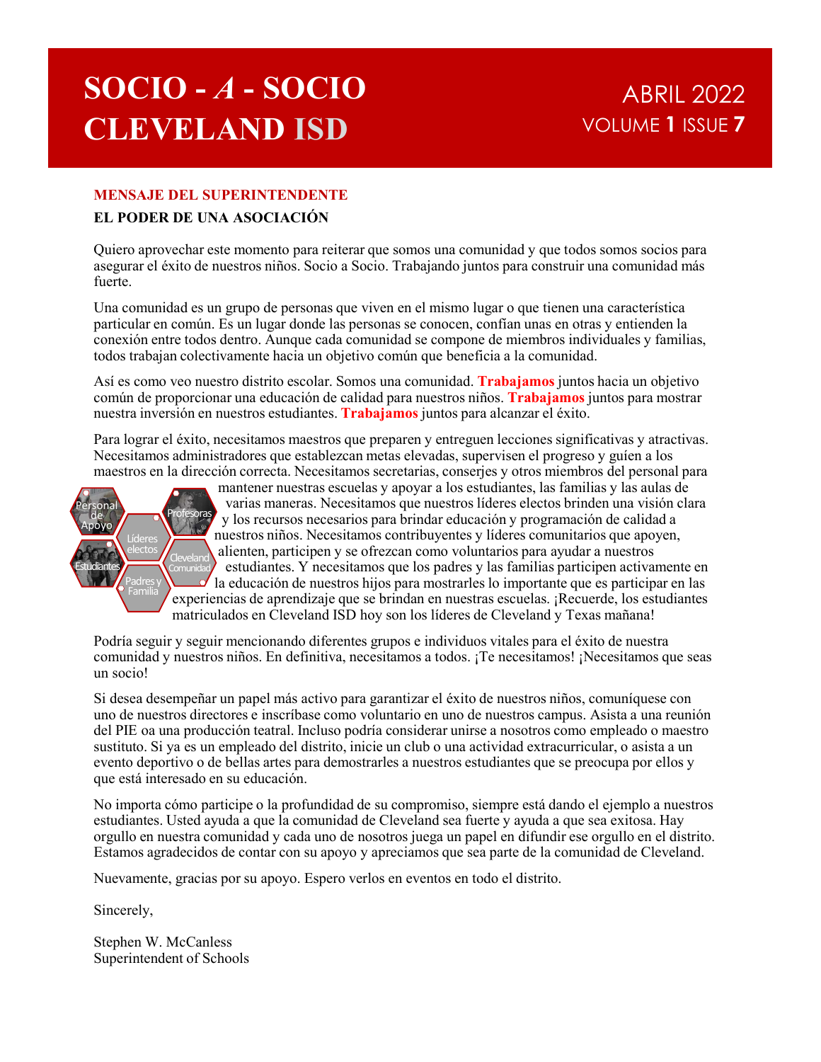# SOCIO - *A* - SOCIO CLEVELAND ISD

ABRIL 2022

VOLUME **1** ISSUE **7**

## MENSAJE DEL SUPERINTENDENTE

### EL PODER DE UNA ASOCIACIÓN

Quiero aprovechar este momento para reiterar que somos una comunidad y que todos somos socios para asegurar el éxito de nuestros niños. Socio a Socio. Trabajando juntos para construir una comunidad más fuerte.

Una comunidad es un grupo de personas que viven en el mismo lugar o que tienen una característica particular en común. Es un lugar donde las personas se conocen, confían unas en otras y entienden la conexión entre todos dentro. Aunque cada comunidad se compone de miembros individuales y familias, todos trabajan colectivamente hacia un objetivo común que beneficia a la comunidad.

Así es como veo nuestro distrito escolar. Somos una comunidad. **Trabajamos** juntos hacia un objetivo común de proporcionar una educación de calidad para nuestros niños. **Trabajamos** juntos para mostrar nuestra inversión en nuestros estudiantes. **Trabajamos** juntos para alcanzar el éxito.

Para lograr el éxito, necesitamos maestros que preparen y entreguen lecciones significativas y atractivas. Necesitamos administradores que establezcan metas elevadas, supervisen el progreso y guíen a los maestros en la dirección correcta. Necesitamos secretarias, conserjes y otros miembros del personal para mantener nuestras escuelas y apoyar a los estudiantes, las familias y las aulas de varias maneras. Necesitamos que nuestros líderes electos brinden una visión clara y los recursos necesarios para brindar educación y programación de calidad a nuestros niños. Necesitamos contribuyentes y líderes comunitarios que apoyen, alienten, participen y se ofrezcan como voluntarios para ayudar a nuestros estudiantes. Y necesitamos que los padres y las familias participen activamente en la educación de nuestros hijos para mostrarles lo importante que es participar en las experiencias de aprendizaje que se brindan en nuestras escuelas. ¡Recuerde, los estudiantes matriculados en Cleveland ISD hoy son los líderes de Cleveland y Texas mañana!

Personal de Apoyo · Profesoras · Líderes electos · Estudiantes · Cleveland Comunidad · Padres y Familia

Podría seguir y seguir mencionando diferentes grupos e individuos vitales para el éxito de nuestra comunidad y nuestros niños. En definitiva, necesitamos a todos. ¡Te necesitamos! ¡Necesitamos que seas un socio!

Si desea desempeñar un papel más activo para garantizar el éxito de nuestros niños, comuníquese con uno de nuestros directores e inscríbase como voluntario en uno de nuestros campus. Asista a una reunión del PIE oa una producción teatral. Incluso podría considerar unirse a nosotros como empleado o maestro sustituto. Si ya es un empleado del distrito, inicie un club o una actividad extracurricular, o asista a un evento deportivo o de bellas artes para demostrarles a nuestros estudiantes que se preocupa por ellos y que está interesado en su educación.

No importa cómo participe o la profundidad de su compromiso, siempre está dando el ejemplo a nuestros estudiantes. Usted ayuda a que la comunidad de Cleveland sea fuerte y ayuda a que sea exitosa. Hay orgullo en nuestra comunidad y cada uno de nosotros juega un papel en difundir ese orgullo en el distrito. Estamos agradecidos de contar con su apoyo y apreciamos que sea parte de la comunidad de Cleveland.

Nuevamente, gracias por su apoyo. Espero verlos en eventos en todo el distrito.

Sincerely,

Stephen W. McCanless
Superintendent of Schools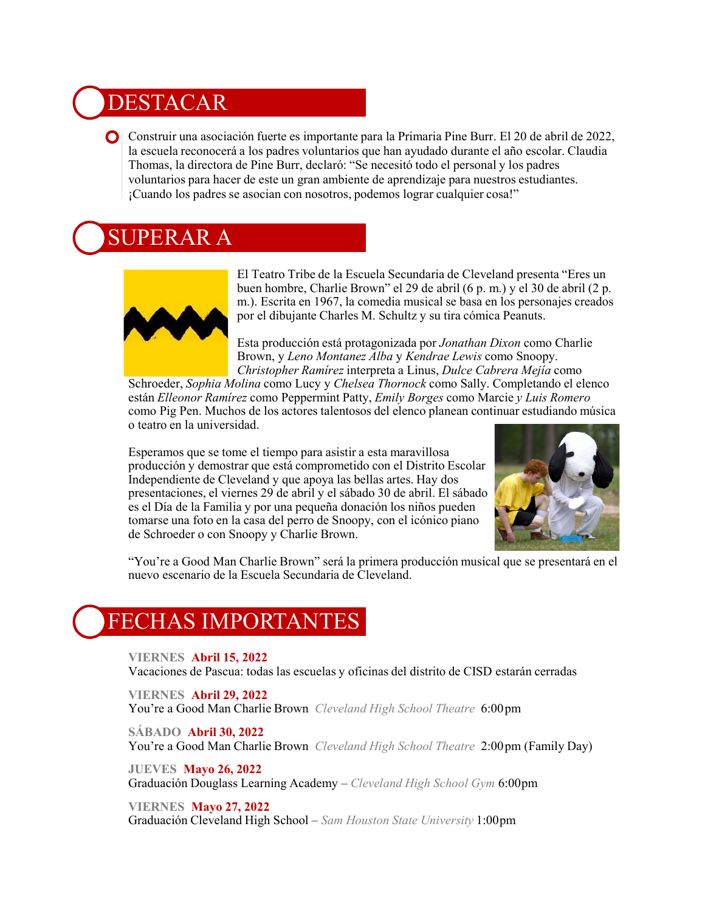# DESTACAR

Construir una asociación fuerte es importante para la Primaria Pine Burr. El 20 de abril de 2022, la escuela reconocerá a los padres voluntarios que han ayudado durante el año escolar. Claudia Thomas, la directora de Pine Burr, declaró: "Se necesitó todo el personal y los padres voluntarios para hacer de este un gran ambiente de aprendizaje para nuestros estudiantes. ¡Cuando los padres se asocian con nosotros, podemos lograr cualquier cosa!"

# SUPERAR A

El Teatro Tribe de la Escuela Secundaria de Cleveland presenta "Eres un buen hombre, Charlie Brown" el 29 de abril (6 p. m.) y el 30 de abril (2 p. m.). Escrita en 1967, la comedia musical se basa en los personajes creados por el dibujante Charles M. Schultz y su tira cómica Peanuts.

Esta producción está protagonizada por *Jonathan Dixon* como Charlie Brown, y *Leno Montanez Alba* y *Kendrae Lewis* como Snoopy. *Christopher Ramírez* interpreta a Linus, *Dulce Cabrera Mejía* como Schroeder, *Sophia Molina* como Lucy y *Chelsea Thornock* como Sally. Completando el elenco están *Elleonor Ramírez* como Peppermint Patty, *Emily Borges* como Marcie *y Luis Romero* como Pig Pen. Muchos de los actores talentosos del elenco planean continuar estudiando música o teatro en la universidad.

Esperamos que se tome el tiempo para asistir a esta maravillosa producción y demostrar que está comprometido con el Distrito Escolar Independiente de Cleveland y que apoya las bellas artes. Hay dos presentaciones, el viernes 29 de abril y el sábado 30 de abril. El sábado es el Día de la Familia y por una pequeña donación los niños pueden tomarse una foto en la casa del perro de Snoopy, con el icónico piano de Schroeder o con Snoopy y Charlie Brown.

"You're a Good Man Charlie Brown" será la primera producción musical que se presentará en el nuevo escenario de la Escuela Secundaria de Cleveland.

# FECHAS IMPORTANTES

**VIERNES Abril 15, 2022**
Vacaciones de Pascua: todas las escuelas y oficinas del distrito de CISD estarán cerradas

**VIERNES Abril 29, 2022**
You're a Good Man Charlie Brown *Cleveland High School Theatre* 6:00pm

**SÁBADO Abril 30, 2022**
You're a Good Man Charlie Brown *Cleveland High School Theatre* 2:00pm (Family Day)

**JUEVES Mayo 26, 2022**
Graduación Douglass Learning Academy – *Cleveland High School Gym* 6:00pm

**VIERNES Mayo 27, 2022**
Graduación Cleveland High School – *Sam Houston State University* 1:00pm